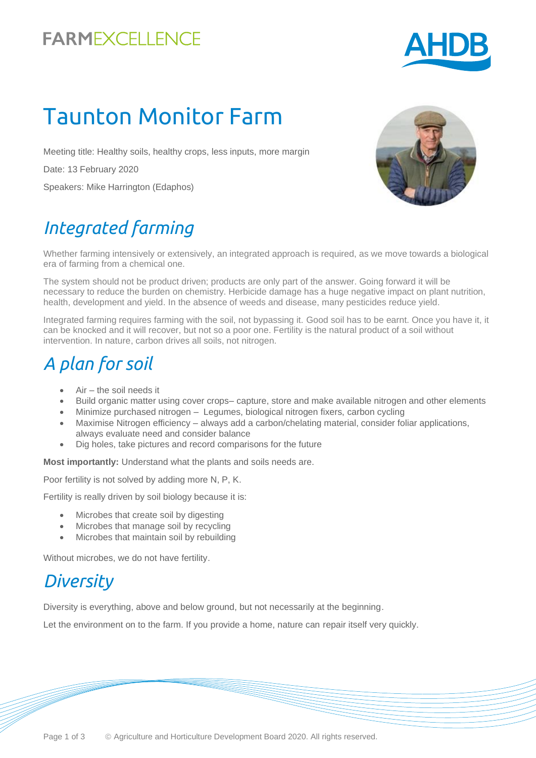FARMEXCELLENCE

AHDB

# Taunton Monitor Farm

Meeting title: Healthy soils, healthy crops, less inputs, more margin

Date: 13 February 2020

Speakers: Mike Harrington (Edaphos)

## *Integrated farming*

Whether farming intensively or extensively, an integrated approach is required, as we move towards a biological era of farming from a chemical one.

The system should not be product driven; products are only part of the answer. Going forward it will be necessary to reduce the burden on chemistry. Herbicide damage has a huge negative impact on plant nutrition, health, development and yield. In the absence of weeds and disease, many pesticides reduce yield.

Integrated farming requires farming with the soil, not bypassing it. Good soil has to be earnt. Once you have it, it can be knocked and it will recover, but not so a poor one. Fertility is the natural product of a soil without intervention. In nature, carbon drives all soils, not nitrogen.

## *A plan for soil*

- Air – the soil needs it
- Build organic matter using cover crops– capture, store and make available nitrogen and other elements
- Minimize purchased nitrogen – Legumes, biological nitrogen fixers, carbon cycling
- Maximise Nitrogen efficiency – always add a carbon/chelating material, consider foliar applications, always evaluate need and consider balance
- Dig holes, take pictures and record comparisons for the future

**Most importantly:** Understand what the plants and soils needs are.

Poor fertility is not solved by adding more N, P, K.

Fertility is really driven by soil biology because it is:

- Microbes that create soil by digesting
- Microbes that manage soil by recycling
- Microbes that maintain soil by rebuilding

Without microbes, we do not have fertility.

## *Diversity*

Diversity is everything, above and below ground, but not necessarily at the beginning.

Let the environment on to the farm. If you provide a home, nature can repair itself very quickly.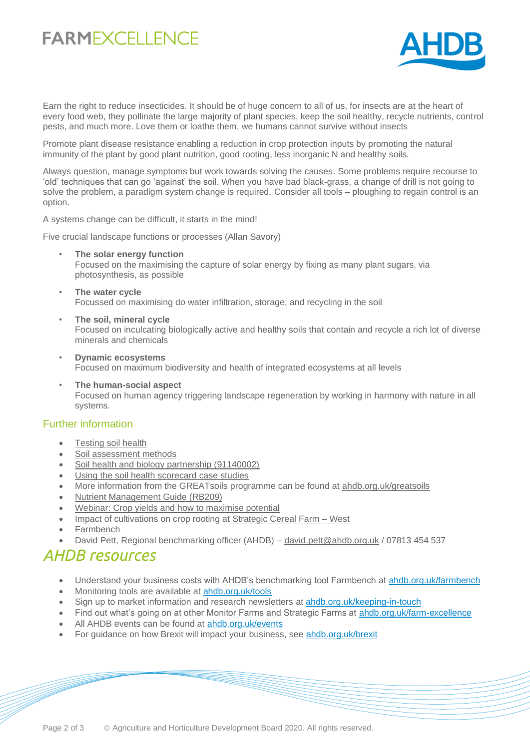Earn the right to reduce insecticides. It should be of huge concern to all of us, for insects are at the heart of every food web, they pollinate the large majority of plant species, keep the soil healthy, recycle nutrients, control pests, and much more. Love them or loathe them, we humans cannot survive without insects

Promote plant disease resistance enabling a reduction in crop protection inputs by promoting the natural immunity of the plant by good plant nutrition, good rooting, less inorganic N and healthy soils.

Always question, manage symptoms but work towards solving the causes. Some problems require recourse to 'old' techniques that can go 'against' the soil. When you have bad black-grass, a change of drill is not going to solve the problem, a paradigm system change is required. Consider all tools – ploughing to regain control is an option.

A systems change can be difficult, it starts in the mind!

Five crucial landscape functions or processes (Allan Savory)

- **The solar energy function**
  Focused on the maximising the capture of solar energy by fixing as many plant sugars, via photosynthesis, as possible
- **The water cycle**
  Focussed on maximising do water infiltration, storage, and recycling in the soil
- **The soil, mineral cycle**
  Focused on inculcating biologically active and healthy soils that contain and recycle a rich lot of diverse minerals and chemicals
- **Dynamic ecosystems**
  Focused on maximum biodiversity and health of integrated ecosystems at all levels
- **The human-social aspect**
  Focused on human agency triggering landscape regeneration by working in harmony with nature in all systems.

## Further information

- Testing soil health
- Soil assessment methods
- Soil health and biology partnership (91140002)
- Using the soil health scorecard case studies
- More information from the GREATsoils programme can be found at ahdb.org.uk/greatsoils
- Nutrient Management Guide (RB209)
- Webinar: Crop yields and how to maximise potential
- Impact of cultivations on crop rooting at Strategic Cereal Farm – West
- Farmbench
- David Pett, Regional benchmarking officer (AHDB) – david.pett@ahdb.org.uk / 07813 454 537

# *AHDB resources*

- Understand your business costs with AHDB's benchmarking tool Farmbench at ahdb.org.uk/farmbench
- Monitoring tools are available at ahdb.org.uk/tools
- Sign up to market information and research newsletters at ahdb.org.uk/keeping-in-touch
- Find out what's going on at other Monitor Farms and Strategic Farms at ahdb.org.uk/farm-excellence
- All AHDB events can be found at ahdb.org.uk/events
- For guidance on how Brexit will impact your business, see ahdb.org.uk/brexit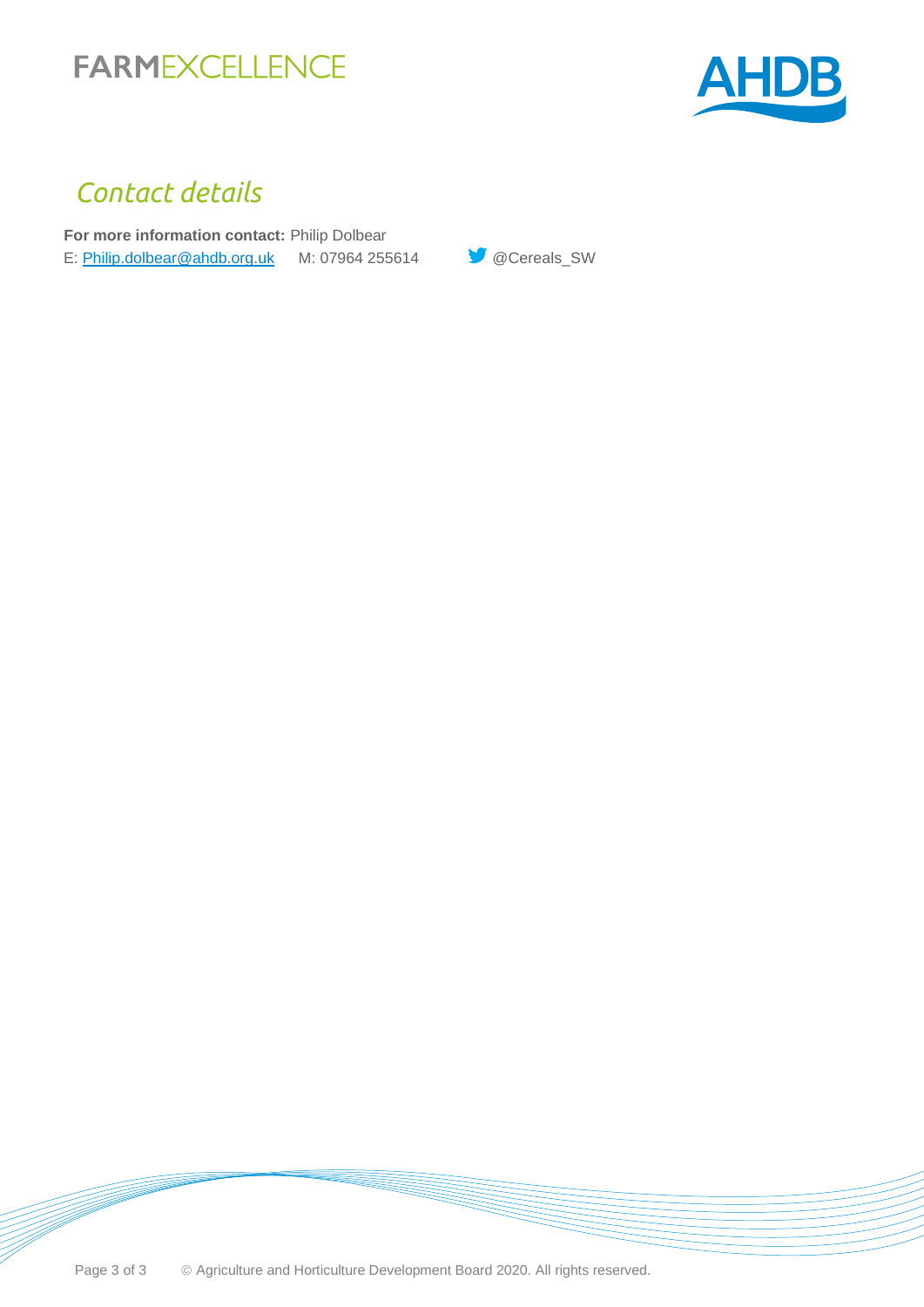## *Contact details*

**For more information contact:** Philip Dolbear
E: Philip.dolbear@ahdb.org.uk M: 07964 255614 @Cereals_SW